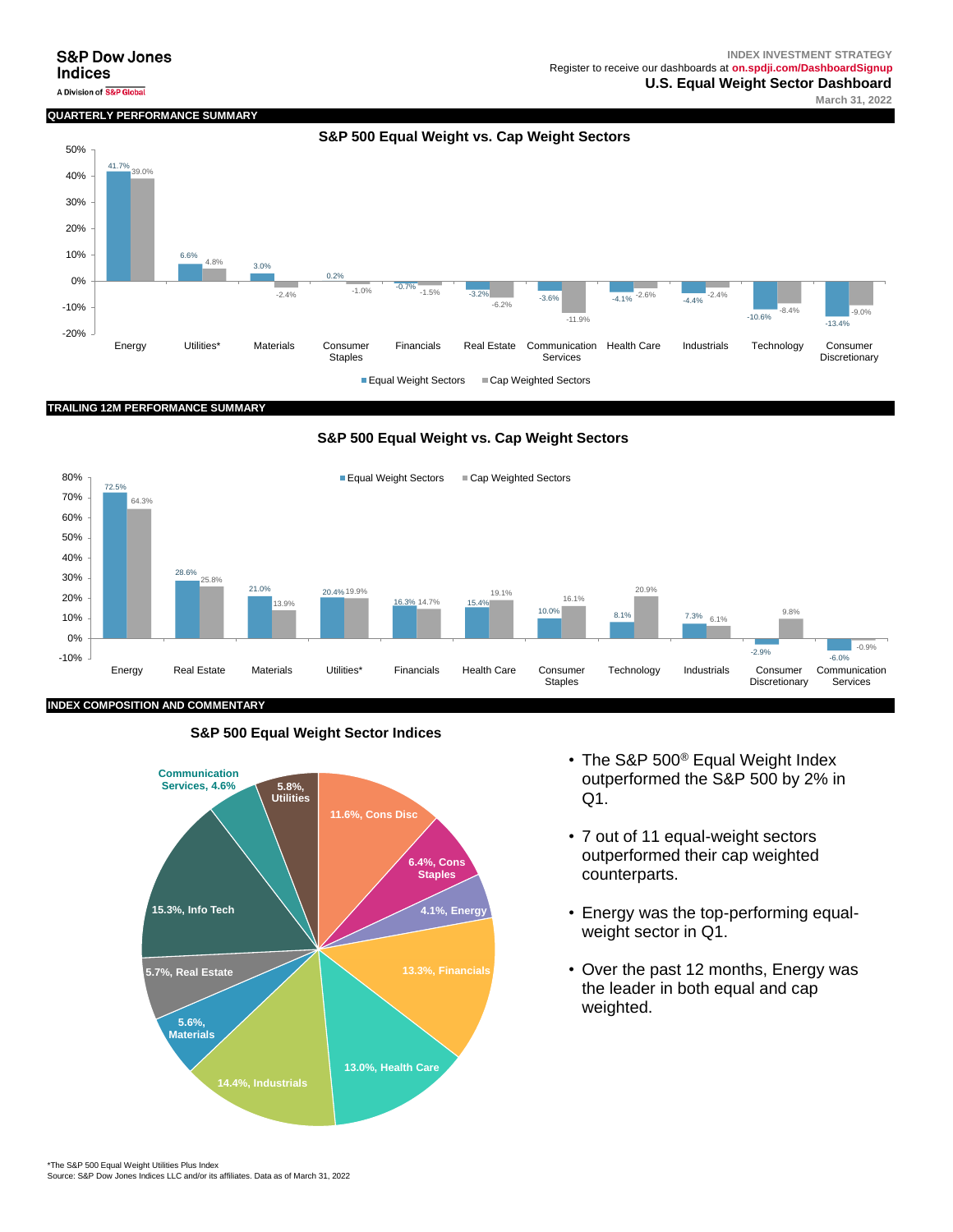S&P Dow Jones Indices

A Division of S&P Global

INDEX INVESTMENT STRATEGY

Register to receive our dashboards at on.spdji.com/DashboardSignup

**U.S. Equal Weight Sector Dashboard**

March 31, 2022

## QUARTERLY PERFORMANCE SUMMARY

### S&P 500 Equal Weight vs. Cap Weight Sectors

| Sector | Equal Weight Sectors | Cap Weighted Sectors |
|---|---|---|
| Energy | 41.7% | 39.0% |
| Utilities* | 6.6% | 4.8% |
| Materials | 3.0% | -2.4% |
| Consumer Staples | 0.2% | -1.0% |
| Financials | -0.7% | -1.5% |
| Real Estate | -3.2% | -6.2% |
| Communication Services | -3.6% | -11.9% |
| Health Care | -4.1% | -2.6% |
| Industrials | -4.4% | -2.4% |
| Technology | -10.6% | -8.4% |
| Consumer Discretionary | -13.4% | -9.0% |

## TRAILING 12M PERFORMANCE SUMMARY

### S&P 500 Equal Weight vs. Cap Weight Sectors

| Sector | Equal Weight Sectors | Cap Weighted Sectors |
|---|---|---|
| Energy | 72.5% | 64.3% |
| Real Estate | 28.6% | 25.8% |
| Materials | 21.0% | 13.9% |
| Utilities* | 20.4% | 19.9% |
| Financials | 16.3% | 14.7% |
| Health Care | 15.4% | 19.1% |
| Consumer Staples | 10.0% | 16.1% |
| Technology | 8.1% | 20.9% |
| Industrials | 7.3% | 6.1% |
| Consumer Discretionary | -2.9% | 9.8% |
| Communication Services | -6.0% | -0.9% |

## INDEX COMPOSITION AND COMMENTARY

### S&P 500 Equal Weight Sector Indices

| Sector | Weight |
|---|---|
| Cons Disc | 11.6% |
| Cons Staples | 6.4% |
| Energy | 4.1% |
| Financials | 13.3% |
| Health Care | 13.0% |
| Industrials | 14.4% |
| Materials | 5.6% |
| Real Estate | 5.7% |
| Info Tech | 15.3% |
| Communication Services | 4.6% |
| Utilities | 5.8% |

- The S&P 500® Equal Weight Index outperformed the S&P 500 by 2% in Q1.
- 7 out of 11 equal-weight sectors outperformed their cap weighted counterparts.
- Energy was the top-performing equal-weight sector in Q1.
- Over the past 12 months, Energy was the leader in both equal and cap weighted.

*The S&P 500 Equal Weight Utilities Plus Index

Source: S&P Dow Jones Indices LLC and/or its affiliates. Data as of March 31, 2022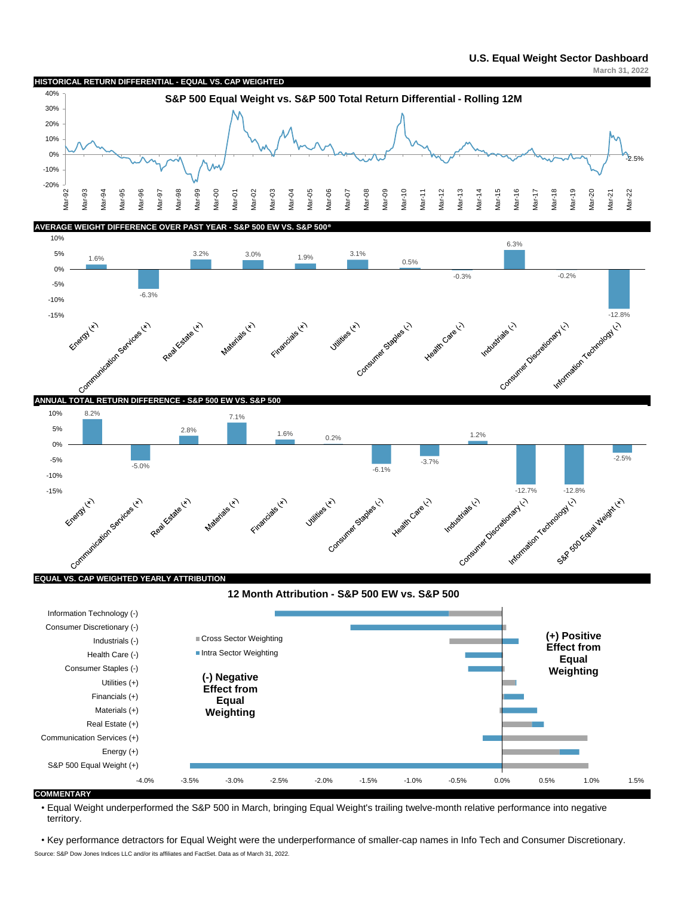# U.S. Equal Weight Sector Dashboard

March 31, 2022

## HISTORICAL RETURN DIFFERENTIAL - EQUAL VS. CAP WEIGHTED

**S&P 500 Equal Weight vs. S&P 500 Total Return Differential - Rolling 12M**

Y-axis: -20% to 40%. X-axis: Mar-92 to Mar-22. Latest value: -2.5%

## AVERAGE WEIGHT DIFFERENCE OVER PAST YEAR - S&P 500 EW VS. S&P 500®

| Sector | Weight Difference |
|---|---|
| Energy (+) | 1.6% |
| Communication Services (+) | -6.3% |
| Real Estate (+) | 3.2% |
| Materials (+) | 3.0% |
| Financials (+) | 1.9% |
| Utilities (+) | 3.1% |
| Consumer Staples (-) | 0.5% |
| Health Care (-) | -0.3% |
| Industrials (-) | 6.3% |
| Consumer Discretionary (-) | -0.2% |
| Information Technology (-) | -12.8% |

## ANNUAL TOTAL RETURN DIFFERENCE - S&P 500 EW VS. S&P 500

| Sector | Return Difference |
|---|---|
| Energy (+) | 8.2% |
| Communication Services (+) | -5.0% |
| Real Estate (+) | 2.8% |
| Materials (+) | 7.1% |
| Financials (+) | 1.6% |
| Utilities (+) | 0.2% |
| Consumer Staples (-) | -6.1% |
| Health Care (-) | -3.7% |
| Industrials (-) | 1.2% |
| Consumer Discretionary (-) | -12.7% |
| Information Technology (-) | -12.8% |
| S&P 500 Equal Weight (+) | -2.5% |

## EQUAL VS. CAP WEIGHTED YEARLY ATTRIBUTION

**12 Month Attribution - S&P 500 EW vs. S&P 500**

Legend: Cross Sector Weighting; Intra Sector Weighting

(-) Negative Effect from Equal Weighting

(+) Positive Effect from Equal Weighting

Categories: Information Technology (-), Consumer Discretionary (-), Industrials (-), Health Care (-), Consumer Staples (-), Utilities (+), Financials (+), Materials (+), Real Estate (+), Communication Services (+), Energy (+), S&P 500 Equal Weight (+)

X-axis: -4.0% to 1.5%

## COMMENTARY

- Equal Weight underperformed the S&P 500 in March, bringing Equal Weight's trailing twelve-month relative performance into negative territory.

- Key performance detractors for Equal Weight were the underperformance of smaller-cap names in Info Tech and Consumer Discretionary.

Source: S&P Dow Jones Indices LLC and/or its affiliates and FactSet. Data as of March 31, 2022.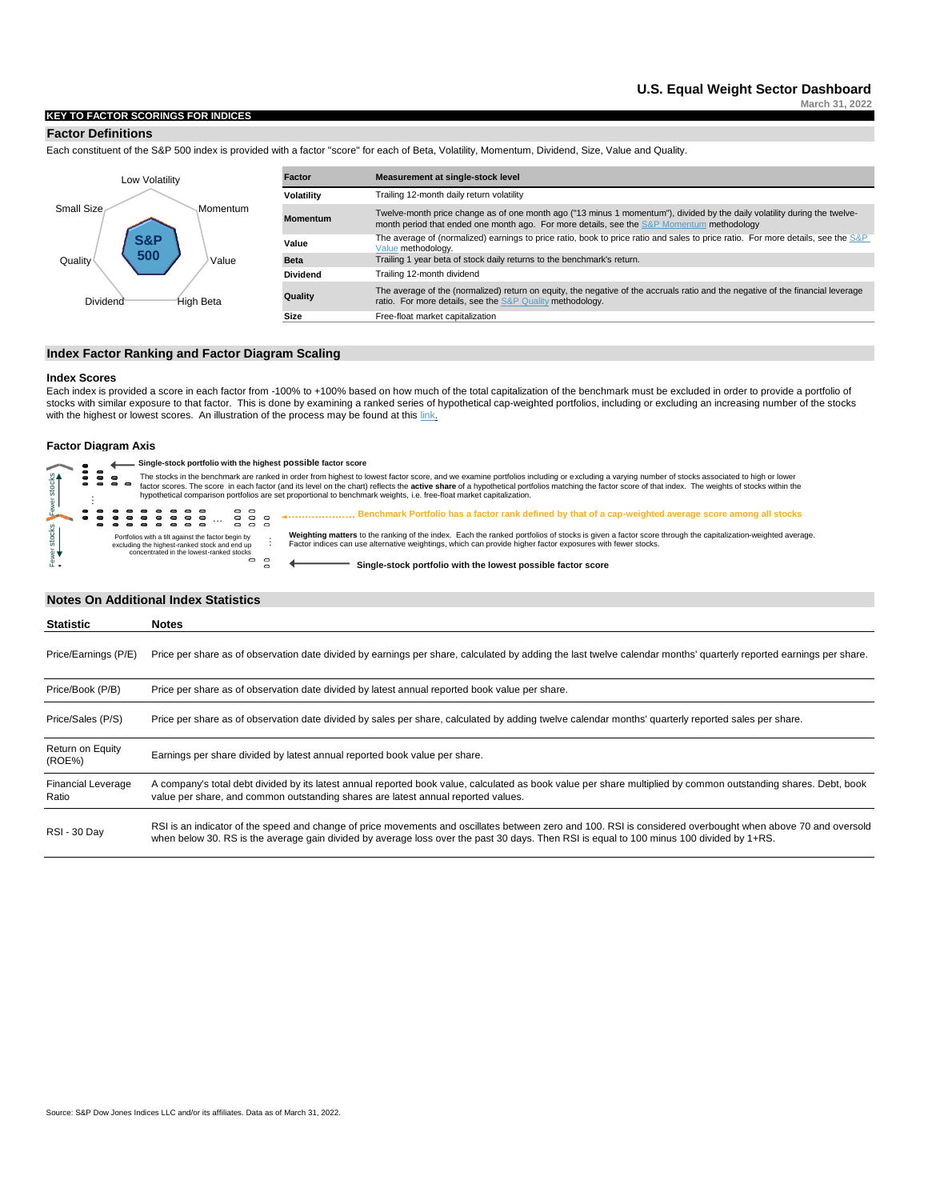# U.S. Equal Weight Sector Dashboard

March 31, 2022

**KEY TO FACTOR SCORINGS FOR INDICES**

## Factor Definitions

Each constituent of the S&P 500 index is provided with a factor "score" for each of Beta, Volatility, Momentum, Dividend, Size, Value and Quality.

Low Volatility, Momentum, Value, High Beta, Dividend, Quality, Small Size — S&P 500

| Factor | Measurement at single-stock level |
|---|---|
| Volatility | Trailing 12-month daily return volatility |
| Momentum | Twelve-month price change as of one month ago ("13 minus 1 momentum"), divided by the daily volatility during the twelve-month period that ended one month ago. For more details, see the S&P Momentum methodology |
| Value | The average of (normalized) earnings to price ratio, book to price ratio and sales to price ratio. For more details, see the S&P Value methodology. |
| Beta | Trailing 1 year beta of stock daily returns to the benchmark's return. |
| Dividend | Trailing 12-month dividend |
| Quality | The average of the (normalized) return on equity, the negative of the accruals ratio and the negative of the financial leverage ratio. For more details, see the S&P Quality methodology. |
| Size | Free-float market capitalization |

## Index Factor Ranking and Factor Diagram Scaling

### Index Scores

Each index is provided a score in each factor from -100% to +100% based on how much of the total capitalization of the benchmark must be excluded in order to provide a portfolio of stocks with similar exposure to that factor. This is done by examining a ranked series of hypothetical cap-weighted portfolios, including or excluding an increasing number of the stocks with the highest or lowest scores. An illustration of the process may be found at this link.

### Factor Diagram Axis

**Single-stock portfolio with the highest possible factor score**

The stocks in the benchmark are ranked in order from highest to lowest factor score, and we examine portfolios including or excluding a varying number of stocks associated to high or lower factor scores. The score in each factor (and its level on the chart) reflects the **active share** of a hypothetical portfolios matching the factor score of that index. The weights of stocks within the hypothetical comparison portfolios are set proportional to benchmark weights, i.e. free-float market capitalization.

**Benchmark Portfolio has a factor rank defined by that of a cap-weighted average score among all stocks**

Portfolios with a tilt against the factor begin by excluding the highest-ranked stock and end up concentrated in the lowest-ranked stocks

**Weighting matters** to the ranking of the index. Each the ranked portfolios of stocks is given a factor score through the capitalization-weighted average. Factor indices can use alternative weightings, which can provide higher factor exposures with fewer stocks.

**Single-stock portfolio with the lowest possible factor score**

Fewer stocks / Fewer stocks

## Notes On Additional Index Statistics

| Statistic | Notes |
|---|---|
| Price/Earnings (P/E) | Price per share as of observation date divided by earnings per share, calculated by adding the last twelve calendar months' quarterly reported earnings per share. |
| Price/Book (P/B) | Price per share as of observation date divided by latest annual reported book value per share. |
| Price/Sales (P/S) | Price per share as of observation date divided by sales per share, calculated by adding twelve calendar months' quarterly reported sales per share. |
| Return on Equity (ROE%) | Earnings per share divided by latest annual reported book value per share. |
| Financial Leverage Ratio | A company's total debt divided by its latest annual reported book value, calculated as book value per share multiplied by common outstanding shares. Debt, book value per share, and common outstanding shares are latest annual reported values. |
| RSI - 30 Day | RSI is an indicator of the speed and change of price movements and oscillates between zero and 100. RSI is considered overbought when above 70 and oversold when below 30. RS is the average gain divided by average loss over the past 30 days. Then RSI is equal to 100 minus 100 divided by 1+RS. |

Source: S&P Dow Jones Indices LLC and/or its affiliates. Data as of March 31, 2022.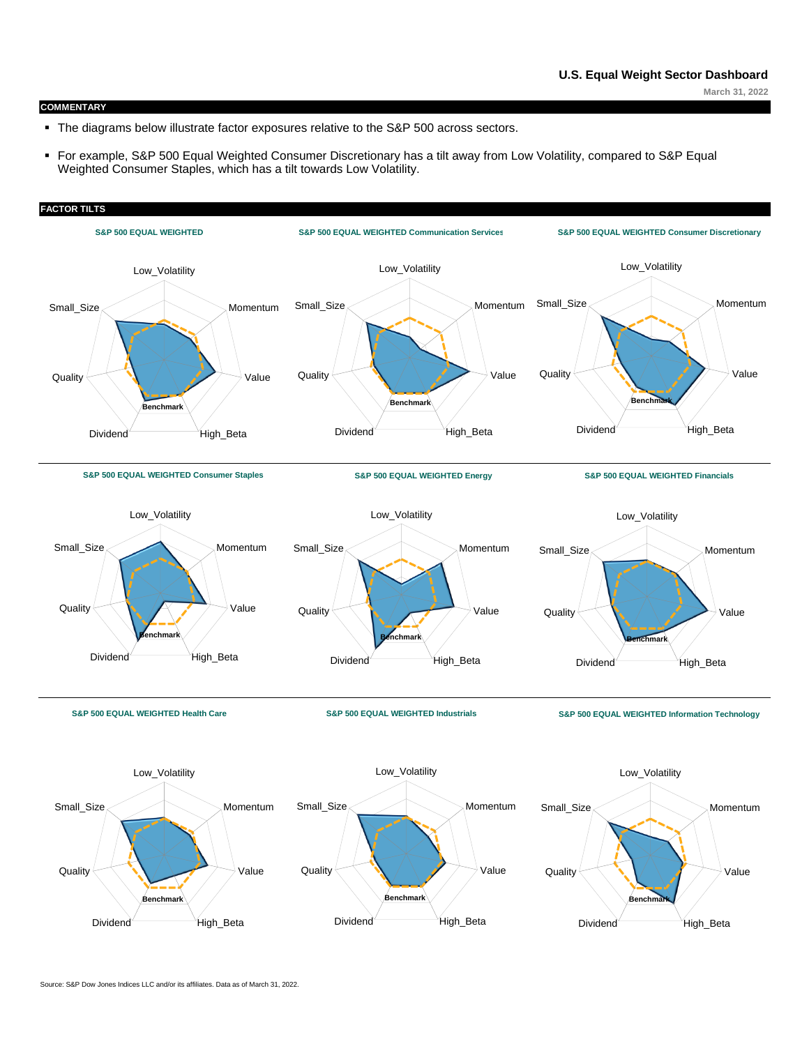## COMMENTARY

- The diagrams below illustrate factor exposures relative to the S&P 500 across sectors.
- For example, S&P 500 Equal Weighted Consumer Discretionary has a tilt away from Low Volatility, compared to S&P Equal Weighted Consumer Staples, which has a tilt towards Low Volatility.

## FACTOR TILTS

**S&P 500 EQUAL WEIGHTED**

Low_Volatility, Momentum, Value, High_Beta, Dividend, Quality, Small_Size, Benchmark

**S&P 500 EQUAL WEIGHTED Communication Services**

Low_Volatility, Momentum, Value, High_Beta, Dividend, Quality, Small_Size, Benchmark

**S&P 500 EQUAL WEIGHTED Consumer Discretionary**

Low_Volatility, Momentum, Value, High_Beta, Dividend, Quality, Small_Size, Benchmark

**S&P 500 EQUAL WEIGHTED Consumer Staples**

Low_Volatility, Momentum, Value, High_Beta, Dividend, Quality, Small_Size, Benchmark

**S&P 500 EQUAL WEIGHTED Energy**

Low_Volatility, Momentum, Value, High_Beta, Dividend, Quality, Small_Size, Benchmark

**S&P 500 EQUAL WEIGHTED Financials**

Low_Volatility, Momentum, Value, High_Beta, Dividend, Quality, Small_Size, Benchmark

**S&P 500 EQUAL WEIGHTED Health Care**

Low_Volatility, Momentum, Value, High_Beta, Dividend, Quality, Small_Size, Benchmark

**S&P 500 EQUAL WEIGHTED Industrials**

Low_Volatility, Momentum, Value, High_Beta, Dividend, Quality, Small_Size, Benchmark

**S&P 500 EQUAL WEIGHTED Information Technology**

Low_Volatility, Momentum, Value, High_Beta, Dividend, Quality, Small_Size, Benchmark

Source: S&P Dow Jones Indices LLC and/or its affiliates. Data as of March 31, 2022.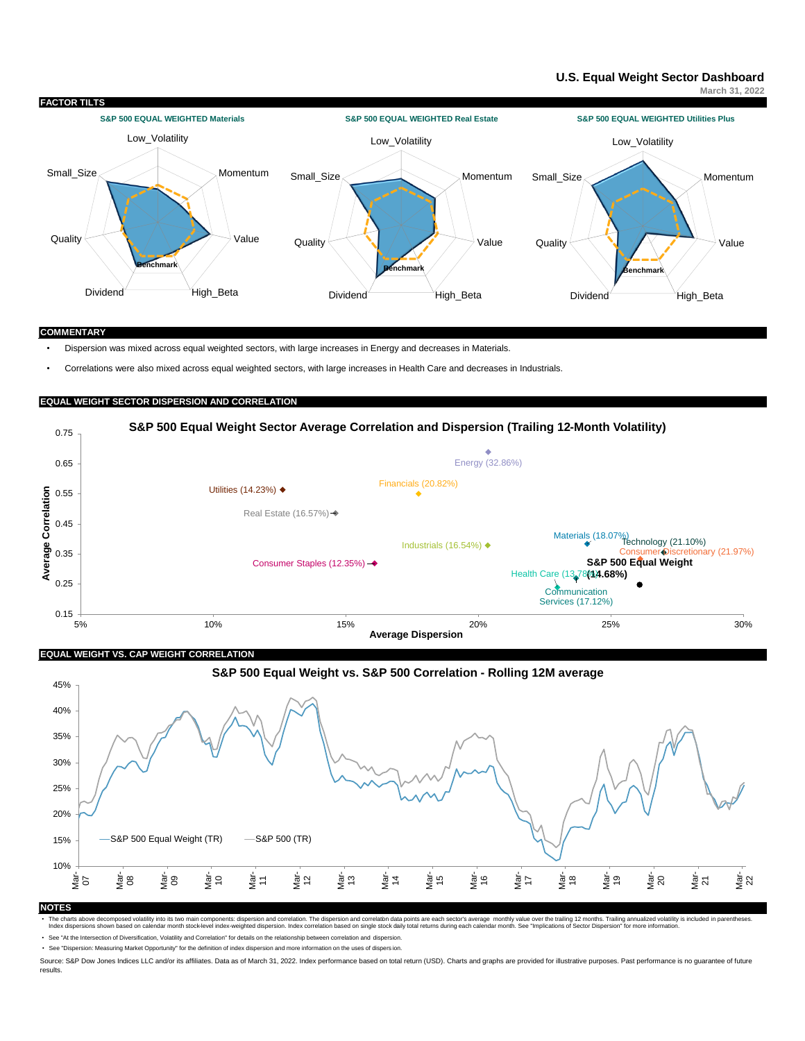# U.S. Equal Weight Sector Dashboard

March 31, 2022

## FACTOR TILTS

S&P 500 EQUAL WEIGHTED Materials

S&P 500 EQUAL WEIGHTED Real Estate

S&P 500 EQUAL WEIGHTED Utilities Plus

## COMMENTARY

- Dispersion was mixed across equal weighted sectors, with large increases in Energy and decreases in Materials.
- Correlations were also mixed across equal weighted sectors, with large increases in Health Care and decreases in Industrials.

## EQUAL WEIGHT SECTOR DISPERSION AND CORRELATION

**S&P 500 Equal Weight Sector Average Correlation and Dispersion (Trailing 12-Month Volatility)**

## EQUAL WEIGHT VS. CAP WEIGHT CORRELATION

**S&P 500 Equal Weight vs. S&P 500 Correlation - Rolling 12M average**

## NOTES

- The charts above decomposed volatility into its two main components: dispersion and correlation. The dispersion and correlaton data points are each sector's average monthly value over the trailing 12 months. Trailing annualized volatility is included in parentheses. Index dispersions shown based on calendar month stock-level index-weighted dispersion. Index correlation based on single stock daily total returns during each calendar month. See "Implications of Sector Dispersion" for more information.
- See "At the Intersection of Diversification, Volatility and Correlation" for details on the relationship between correlation and dispersion.
- See "Dispersion: Measuring Market Opportunity" for the definition of index dispersion and more information on the uses of dispersion.

Source: S&P Dow Jones Indices LLC and/or its affiliates. Data as of March 31, 2022. Index performance based on total return (USD). Charts and graphs are provided for illustrative purposes. Past performance is no guarantee of future results.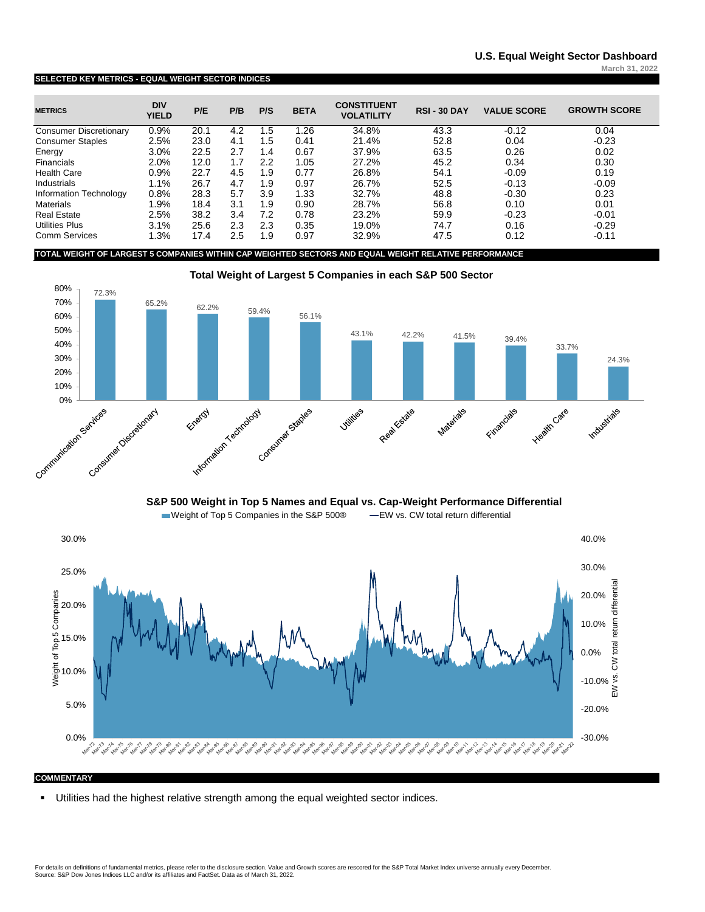# U.S. Equal Weight Sector Dashboard

March 31, 2022

## SELECTED KEY METRICS - EQUAL WEIGHT SECTOR INDICES

| METRICS | DIV YIELD | P/E | P/B | P/S | BETA | CONSTITUENT VOLATILITY | RSI - 30 DAY | VALUE SCORE | GROWTH SCORE |
|---|---|---|---|---|---|---|---|---|---|
| Consumer Discretionary | 0.9% | 20.1 | 4.2 | 1.5 | 1.26 | 34.8% | 43.3 | -0.12 | 0.04 |
| Consumer Staples | 2.5% | 23.0 | 4.1 | 1.5 | 0.41 | 21.4% | 52.8 | 0.04 | -0.23 |
| Energy | 3.0% | 22.5 | 2.7 | 1.4 | 0.67 | 37.9% | 63.5 | 0.26 | 0.02 |
| Financials | 2.0% | 12.0 | 1.7 | 2.2 | 1.05 | 27.2% | 45.2 | 0.34 | 0.30 |
| Health Care | 0.9% | 22.7 | 4.5 | 1.9 | 0.77 | 26.8% | 54.1 | -0.09 | 0.19 |
| Industrials | 1.1% | 26.7 | 4.7 | 1.9 | 0.97 | 26.7% | 52.5 | -0.13 | -0.09 |
| Information Technology | 0.8% | 28.3 | 5.7 | 3.9 | 1.33 | 32.7% | 48.8 | -0.30 | 0.23 |
| Materials | 1.9% | 18.4 | 3.1 | 1.9 | 0.90 | 28.7% | 56.8 | 0.10 | 0.01 |
| Real Estate | 2.5% | 38.2 | 3.4 | 7.2 | 0.78 | 23.2% | 59.9 | -0.23 | -0.01 |
| Utilities Plus | 3.1% | 25.6 | 2.3 | 2.3 | 0.35 | 19.0% | 74.7 | 0.16 | -0.29 |
| Comm Services | 1.3% | 17.4 | 2.5 | 1.9 | 0.97 | 32.9% | 47.5 | 0.12 | -0.11 |

## TOTAL WEIGHT OF LARGEST 5 COMPANIES WITHIN CAP WEIGHTED SECTORS AND EQUAL WEIGHT RELATIVE PERFORMANCE

**Total Weight of Largest 5 Companies in each S&P 500 Sector**

| Sector | Weight |
|---|---|
| Communication Services | 72.3% |
| Consumer Discretionary | 65.2% |
| Energy | 62.2% |
| Information Technology | 59.4% |
| Consumer Staples | 56.1% |
| Utilities | 43.1% |
| Real Estate | 42.2% |
| Materials | 41.5% |
| Financials | 39.4% |
| Health Care | 33.7% |
| Industrials | 24.3% |

**S&P 500 Weight in Top 5 Names and Equal vs. Cap-Weight Performance Differential**

Weight of Top 5 Companies in the S&P 500® — EW vs. CW total return differential

## COMMENTARY

- Utilities had the highest relative strength among the equal weighted sector indices.

For details on definitions of fundamental metrics, please refer to the disclosure section. Value and Growth scores are rescored for the S&P Total Market Index universe annually every December.
Source: S&P Dow Jones Indices LLC and/or its affiliates and FactSet. Data as of March 31, 2022.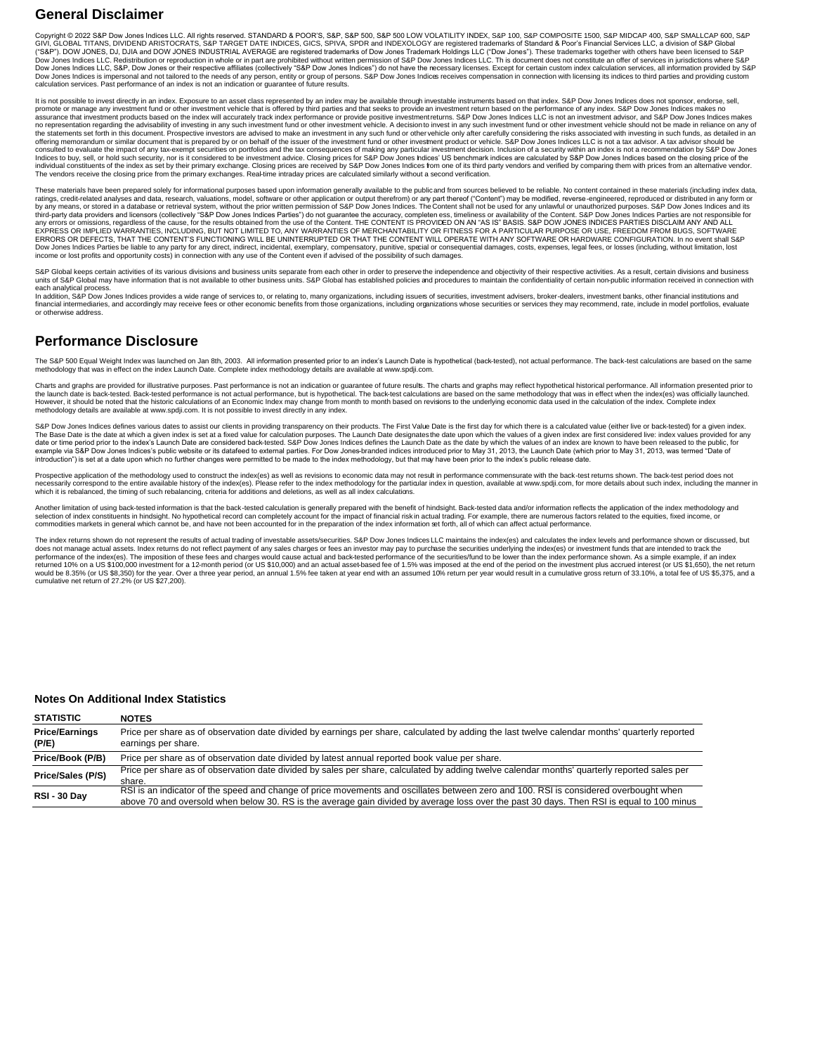## General Disclaimer

Copyright © 2022 S&P Dow Jones Indices LLC. All rights reserved. STANDARD & POOR'S, S&P, S&P 500, S&P 500 LOW VOLATILITY INDEX, S&P 100, S&P COMPOSITE 1500, S&P MIDCAP 400, S&P SMALLCAP 600, S&P GIVI, GLOBAL TITANS, DIVIDEND ARISTOCRATS, S&P TARGET DATE INDICES, GICS, SPIVA, SPDR and INDEXOLOGY are registered trademarks of Standard & Poor's Financial Services LLC, a division of S&P Global ("S&P"). DOW JONES, DJ, DJIA and DOW JONES INDUSTRIAL AVERAGE are registered trademarks of Dow Jones Trademark Holdings LLC ("Dow Jones"). These trademarks together with others have been licensed to S&P Dow Jones Indices LLC. Redistribution or reproduction in whole or in part are prohibited without written permission of S&P Dow Jones Indices LLC. Th is document does not constitute an offer of services in jurisdictions where S&P Dow Jones Indices LLC, S&P, Dow Jones or their respective affiliates (collectively "S&P Dow Jones Indices") do not have the necessary licenses. Except for certain custom index calculation services, all information provided by S&P Dow Jones Indices is impersonal and not tailored to the needs of any person, entity or group of persons. S&P Dow Jones Indices receives compensation in connection with licensing its indices to third parties and providing custom calculation services. Past performance of an index is not an indication or guarantee of future results.

It is not possible to invest directly in an index. Exposure to an asset class represented by an index may be available through investable instruments based on that index. S&P Dow Jones Indices does not sponsor, endorse, sell, promote or manage any investment fund or other investment vehicle that is offered by third parties and that seeks to provide an investment return based on the performance of any index. S&P Dow Jones Indices makes no assurance that investment products based on the index will accurately track index performance or provide positive investment returns. S&P Dow Jones Indices LLC is not an investment advisor, and S&P Dow Jones Indices makes no representation regarding the advisability of investing in any such investment fund or other investment vehicle. A decision to invest in any such investment fund or other investment vehicle should not be made in reliance on any of the statements set forth in this document. Prospective investors are advised to make an investment in any such fund or other vehicle only after carefully considering the risks associated with investing in such funds, as detailed in an offering memorandum or similar document that is prepared by or on behalf of the issuer of the investment fund or other investment product or vehicle. S&P Dow Jones Indices LLC is not a tax advisor. A tax advisor should be consulted to evaluate the impact of any tax-exempt securities on portfolios and the tax consequences of making any particular investment decision. Inclusion of a security within an index is not a recommendation by S&P Dow Jones Indices to buy, sell, or hold such security, nor is it considered to be investment advice. Closing prices for S&P Dow Jones Indices' US benchmark indices are calculated by S&P Dow Jones Indices based on the closing price of the individual constituents of the index as set by their primary exchange. Closing prices are received by S&P Dow Jones Indices from one of its third party vendors and verified by comparing them with prices from an alternative vendor. The vendors receive the closing price from the primary exchanges. Real-time intraday prices are calculated similarly without a second verification.

These materials have been prepared solely for informational purposes based upon information generally available to the public and from sources believed to be reliable. No content contained in these materials (including index data, ratings, credit-related analyses and data, research, valuations, model, software or other application or output therefrom) or any part thereof ("Content") may be modified, reverse-engineered, reproduced or distributed in any form or by any means, or stored in a database or retrieval system, without the prior written permission of S&P Dow Jones Indices. The Content shall not be used for any unlawful or unauthorized purposes. S&P Dow Jones Indices and its third-party data providers and licensors (collectively "S&P Dow Jones Indices Parties") do not guarantee the accuracy, completen ess, timeliness or availability of the Content. S&P Dow Jones Indices Parties are not responsible for any errors or omissions, regardless of the cause, for the results obtained from the use of the Content. THE CONTENT IS PROVIDED ON AN "AS IS" BASIS. S&P DOW JONES INDICES PARTIES DISCLAIM ANY AND ALL EXPRESS OR IMPLIED WARRANTIES, INCLUDING, BUT NOT LIMITED TO, ANY WARRANTIES OF MERCHANTABILITY OR FITNESS FOR A PARTICULAR PURPOSE OR USE, FREEDOM FROM BUGS, SOFTWARE ERRORS OR DEFECTS, THAT THE CONTENT'S FUNCTIONING WILL BE UNINTERRUPTED OR THAT THE CONTENT WILL OPERATE WITH ANY SOFTWARE OR HARDWARE CONFIGURATION. In no event shall S&P Dow Jones Indices Parties be liable to any party for any direct, indirect, incidental, exemplary, compensatory, punitive, special or consequential damages, costs, expenses, legal fees, or losses (including, without limitation, lost income or lost profits and opportunity costs) in connection with any use of the Content even if advised of the possibility of such damages.

S&P Global keeps certain activities of its various divisions and business units separate from each other in order to preserve the independence and objectivity of their respective activities. As a result, certain divisions and business units of S&P Global may have information that is not available to other business units. S&P Global has established policies and procedures to maintain the confidentiality of certain non-public information received in connection with each analytical process.
In addition, S&P Dow Jones Indices provides a wide range of services to, or relating to, many organizations, including issuers of securities, investment advisers, broker-dealers, investment banks, other financial institutions and financial intermediaries, and accordingly may receive fees or other economic benefits from those organizations, including organizations whose securities or services they may recommend, rate, include in model portfolios, evaluate or otherwise address.

## Performance Disclosure

The S&P 500 Equal Weight Index was launched on Jan 8th, 2003. All information presented prior to an index's Launch Date is hypothetical (back-tested), not actual performance. The back-test calculations are based on the same methodology that was in effect on the index Launch Date. Complete index methodology details are available at www.spdji.com.

Charts and graphs are provided for illustrative purposes. Past performance is not an indication or guarantee of future results. The charts and graphs may reflect hypothetical historical performance. All information presented prior to the launch date is back-tested. Back-tested performance is not actual performance, but is hypothetical. The back-test calculations are based on the same methodology that was in effect when the index(es) was officially launched. However, it should be noted that the historic calculations of an Economic Index may change from month to month based on revisions to the underlying economic data used in the calculation of the index. Complete index methodology details are available at www.spdji.com. It is not possible to invest directly in any index.

S&P Dow Jones Indices defines various dates to assist our clients in providing transparency on their products. The First Value Date is the first day for which there is a calculated value (either live or back-tested) for a given index. The Base Date is the date at which a given index is set at a fixed value for calculation purposes. The Launch Date designates the date upon which the values of a given index are first considered live: index values provided for any date or time period prior to the index's Launch Date are considered back-tested. S&P Dow Jones Indices defines the Launch Date as the date by which the values of an index are known to have been released to the public, for example via S&P Dow Jones Indices's public website or its datafeed to external parties. For Dow Jones-branded indices introduced prior to May 31, 2013, the Launch Date (which prior to May 31, 2013, was termed "Date of introduction") is set at a date upon which no further changes were permitted to be made to the index methodology, but that may have been prior to the index's public release date.

Prospective application of the methodology used to construct the index(es) as well as revisions to economic data may not result in performance commensurate with the back-test returns shown. The back-test period does not necessarily correspond to the entire available history of the index(es). Please refer to the index methodology for the particular index in question, available at www.spdji.com, for more details about such index, including the manner in which it is rebalanced, the timing of such rebalancing, criteria for additions and deletions, as well as all index calculations.

Another limitation of using back-tested information is that the back-tested calculation is generally prepared with the benefit of hindsight. Back-tested data and/or information reflects the application of the index methodology and selection of index constituents in hindsight. No hypothetical record can completely account for the impact of financial risk in actual trading. For example, there are numerous factors related to the equities, fixed income, or commodities markets in general which cannot be, and have not been accounted for in the preparation of the index information set forth, all of which can affect actual performance.

The index returns shown do not represent the results of actual trading of investable assets/securities. S&P Dow Jones Indices LLC maintains the index(es) and calculates the index levels and performance shown or discussed, but does not manage actual assets. Index returns do not reflect payment of any sales charges or fees an investor may pay to purchase the securities underlying the index(es) or investment funds that are intended to track the performance of the index(es). The imposition of these fees and charges would cause actual and back-tested performance of the securities/fund to be lower than the index performance shown. As a simple example, if an index returned 10% on a US $100,000 investment for a 12-month period (or US $10,000) and an actual asset-based fee of 1.5% was imposed at the end of the period on the investment plus accrued interest (or US $1,650), the net return would be 8.35% (or US $8,350) for the year. Over a three year period, an annual 1.5% fee taken at year end with an assumed 10% return per year would result in a cumulative gross return of 33.10%, a total fee of US $5,375, and a cumulative net return of 27.2% (or US $27,200).

### Notes On Additional Index Statistics

| STATISTIC | NOTES |
| --- | --- |
| **Price/Earnings (P/E)** | Price per share as of observation date divided by earnings per share, calculated by adding the last twelve calendar months' quarterly reported earnings per share. |
| **Price/Book (P/B)** | Price per share as of observation date divided by latest annual reported book value per share. |
| **Price/Sales (P/S)** | Price per share as of observation date divided by sales per share, calculated by adding twelve calendar months' quarterly reported sales per share. |
| **RSI - 30 Day** | RSI is an indicator of the speed and change of price movements and oscillates between zero and 100. RSI is considered overbought when above 70 and oversold when below 30. RS is the average gain divided by average loss over the past 30 days. Then RSI is equal to 100 minus |